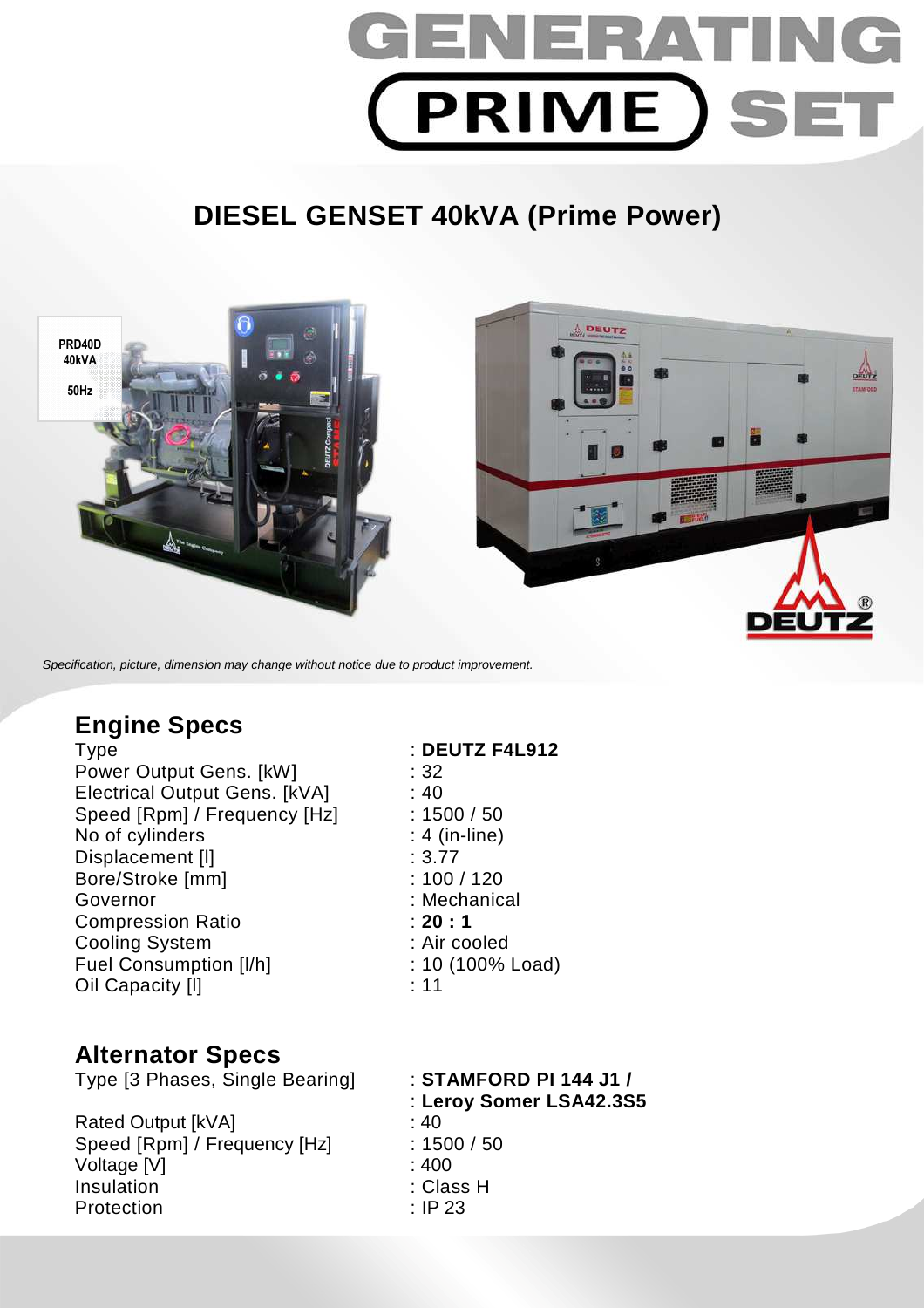# GENERATING PRIME SET

## DIESEL GENSET 40kVA (Prime Power)

PRD40D
40kVA
50Hz

*Specification, picture, dimension may change without notice due to product improvement.*

## Engine Specs

| | |
|---|---|
| Type | : **DEUTZ F4L912** |
| Power Output Gens. [kW] | : 32 |
| Electrical Output Gens. [kVA] | : 40 |
| Speed [Rpm] / Frequency [Hz] | : 1500 / 50 |
| No of cylinders | : 4 (in-line) |
| Displacement [l] | : 3.77 |
| Bore/Stroke [mm] | : 100 / 120 |
| Governor | : Mechanical |
| Compression Ratio | : **20 : 1** |
| Cooling System | : Air cooled |
| Fuel Consumption [l/h] | : 10 (100% Load) |
| Oil Capacity [l] | : 11 |

## Alternator Specs

| | |
|---|---|
| Type [3 Phases, Single Bearing] | : **STAMFORD PI 144 J1 /** <br> : **Leroy Somer LSA42.3S5** |
| Rated Output [kVA] | : 40 |
| Speed [Rpm] / Frequency [Hz] | : 1500 / 50 |
| Voltage [V] | : 400 |
| Insulation | : Class H |
| Protection | : IP 23 |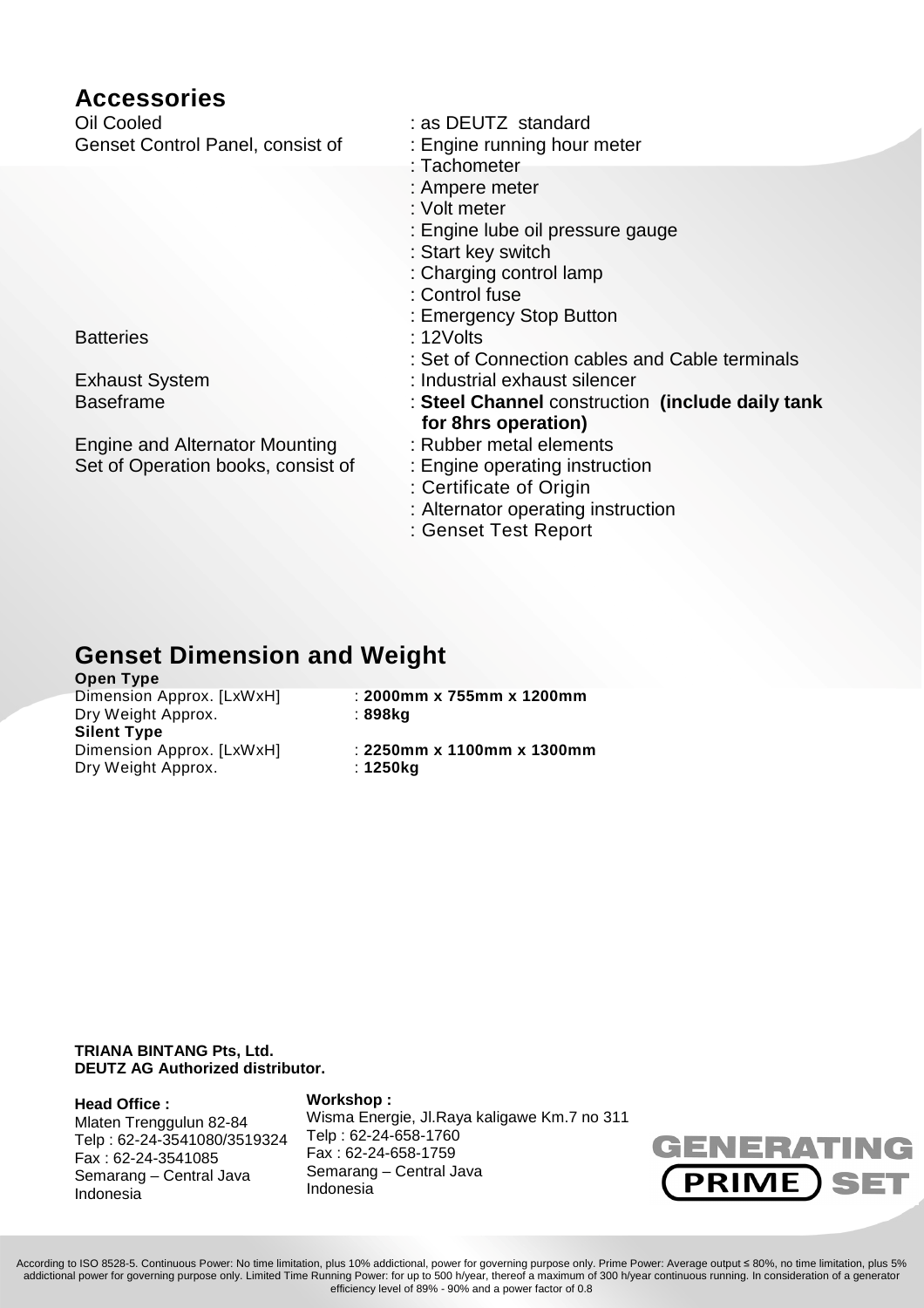## Accessories

| | |
|---|---|
| Oil Cooled | : as DEUTZ standard |
| Genset Control Panel, consist of | : Engine running hour meter |
| | : Tachometer |
| | : Ampere meter |
| | : Volt meter |
| | : Engine lube oil pressure gauge |
| | : Start key switch |
| | : Charging control lamp |
| | : Control fuse |
| | : Emergency Stop Button |
| Batteries | : 12Volts |
| | : Set of Connection cables and Cable terminals |
| Exhaust System | : Industrial exhaust silencer |
| Baseframe | : **Steel Channel** construction **(include daily tank for 8hrs operation)** |
| Engine and Alternator Mounting | : Rubber metal elements |
| Set of Operation books, consist of | : Engine operating instruction |
| | : Certificate of Origin |
| | : Alternator operating instruction |
| | : Genset Test Report |

## Genset Dimension and Weight

**Open Type**

| | |
|---|---|
| Dimension Approx. [LxWxH] | : **2000mm x 755mm x 1200mm** |
| Dry Weight Approx. | : **898kg** |

**Silent Type**

| | |
|---|---|
| Dimension Approx. [LxWxH] | : **2250mm x 1100mm x 1300mm** |
| Dry Weight Approx. | : **1250kg** |

**TRIANA BINTANG Pts, Ltd.**
**DEUTZ AG Authorized distributor.**

**Head Office :**
Mlaten Trenggulun 82-84
Telp : 62-24-3541080/3519324
Fax : 62-24-3541085
Semarang – Central Java
Indonesia

**Workshop :**
Wisma Energie, Jl.Raya kaligawe Km.7 no 311
Telp : 62-24-658-1760
Fax : 62-24-658-1759
Semarang – Central Java
Indonesia

GENERATING PRIME SET

According to ISO 8528-5. Continuous Power: No time limitation, plus 10% addictional, power for governing purpose only. Prime Power: Average output ≤ 80%, no time limitation, plus 5% addictional power for governing purpose only. Limited Time Running Power: for up to 500 h/year, thereof a maximum of 300 h/year continuous running. In consideration of a generator efficiency level of 89% - 90% and a power factor of 0.8